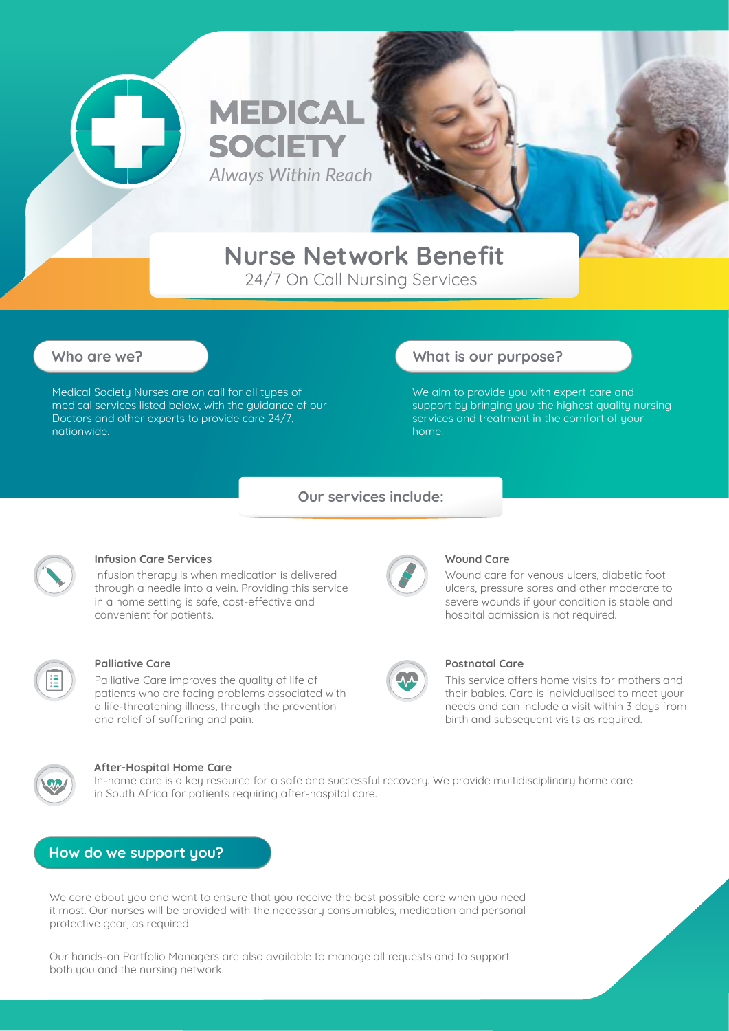# MEDICAL SOCIETY

*Always Within Reach*

## Nurse Network Benefit

24/7 On Call Nursing Services

### Who are we?

Medical Society Nurses are on call for all types of medical services listed below, with the guidance of our Doctors and other experts to provide care 24/7, nationwide.

### What is our purpose?

We aim to provide you with expert care and support by bringing you the highest quality nursing services and treatment in the comfort of your home.

### Our services include:

**Infusion Care Services**

Infusion therapy is when medication is delivered through a needle into a vein. Providing this service in a home setting is safe, cost-effective and convenient for patients.

**Wound Care**

Wound care for venous ulcers, diabetic foot ulcers, pressure sores and other moderate to severe wounds if your condition is stable and hospital admission is not required.

**Palliative Care**

Palliative Care improves the quality of life of patients who are facing problems associated with a life-threatening illness, through the prevention and relief of suffering and pain.

**Postnatal Care**

This service offers home visits for mothers and their babies. Care is individualised to meet your needs and can include a visit within 3 days from birth and subsequent visits as required.

**After-Hospital Home Care**

In-home care is a key resource for a safe and successful recovery. We provide multidisciplinary home care in South Africa for patients requiring after-hospital care.

### How do we support you?

We care about you and want to ensure that you receive the best possible care when you need it most. Our nurses will be provided with the necessary consumables, medication and personal protective gear, as required.

Our hands-on Portfolio Managers are also available to manage all requests and to support both you and the nursing network.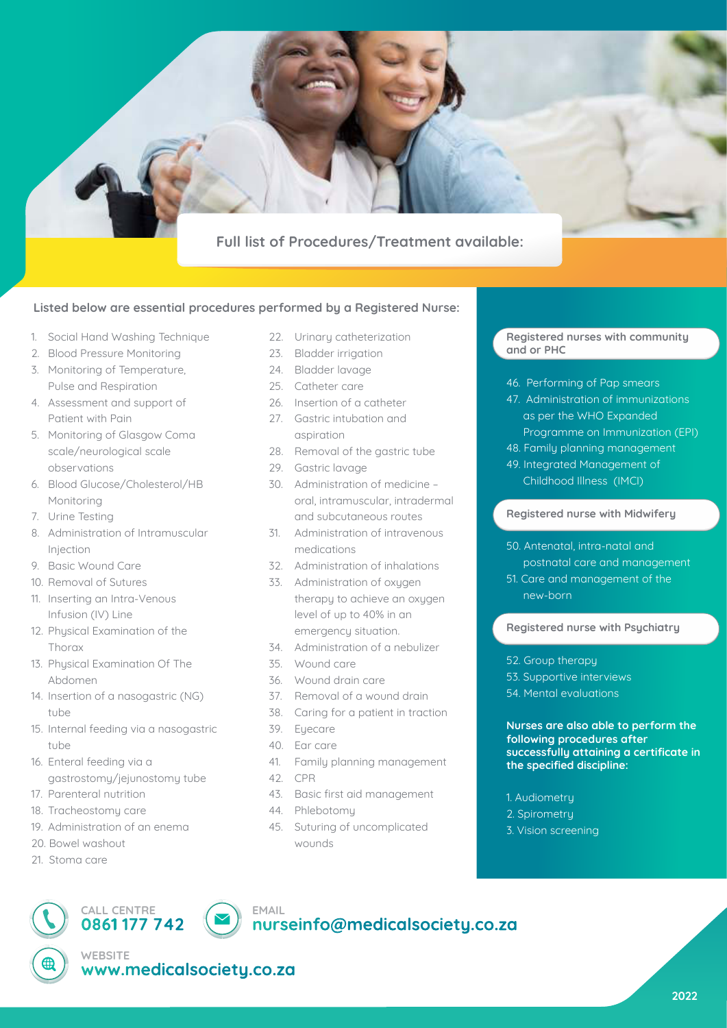## Full list of Procedures/Treatment available:

**Listed below are essential procedures performed by a Registered Nurse:**

1. Social Hand Washing Technique
2. Blood Pressure Monitoring
3. Monitoring of Temperature, Pulse and Respiration
4. Assessment and support of Patient with Pain
5. Monitoring of Glasgow Coma scale/neurological scale observations
6. Blood Glucose/Cholesterol/HB Monitoring
7. Urine Testing
8. Administration of Intramuscular Injection
9. Basic Wound Care
10. Removal of Sutures
11. Inserting an Intra-Venous Infusion (IV) Line
12. Physical Examination of the Thorax
13. Physical Examination Of The Abdomen
14. Insertion of a nasogastric (NG) tube
15. Internal feeding via a nasogastric tube
16. Enteral feeding via a gastrostomy/jejunostomy tube
17. Parenteral nutrition
18. Tracheostomy care
19. Administration of an enema
20. Bowel washout
21. Stoma care
22. Urinary catheterization
23. Bladder irrigation
24. Bladder lavage
25. Catheter care
26. Insertion of a catheter
27. Gastric intubation and aspiration
28. Removal of the gastric tube
29. Gastric lavage
30. Administration of medicine – oral, intramuscular, intradermal and subcutaneous routes
31. Administration of intravenous medications
32. Administration of inhalations
33. Administration of oxygen therapy to achieve an oxygen level of up to 40% in an emergency situation.
34. Administration of a nebulizer
35. Wound care
36. Wound drain care
37. Removal of a wound drain
38. Caring for a patient in traction
39. Eyecare
40. Ear care
41. Family planning management
42. CPR
43. Basic first aid management
44. Phlebotomy
45. Suturing of uncomplicated wounds

### Registered nurses with community and or PHC

46. Performing of Pap smears
47. Administration of immunizations as per the WHO Expanded Programme on Immunization (EPI)
48. Family planning management
49. Integrated Management of Childhood Illness (IMCI)

### Registered nurse with Midwifery

50. Antenatal, intra-natal and postnatal care and management
51. Care and management of the new-born

### Registered nurse with Psychiatry

52. Group therapy
53. Supportive interviews
54. Mental evaluations

**Nurses are also able to perform the following procedures after successfully attaining a certificate in the specified discipline:**

1. Audiometry
2. Spirometry
3. Vision screening

CALL CENTRE
**0861 177 742**

EMAIL
**nurseinfo@medicalsociety.co.za**

WEBSITE
**www.medicalsociety.co.za**

2022